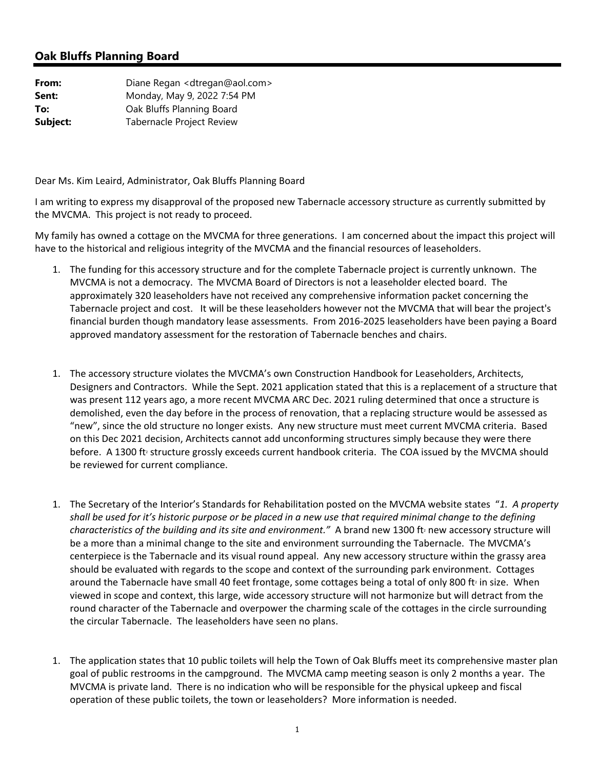## Oak Bluffs Planning Board

**From:** Diane Regan <dtregan@aol.com>
**Sent:** Monday, May 9, 2022 7:54 PM
**To:** Oak Bluffs Planning Board
**Subject:** Tabernacle Project Review

Dear Ms. Kim Leaird, Administrator, Oak Bluffs Planning Board

I am writing to express my disapproval of the proposed new Tabernacle accessory structure as currently submitted by the MVCMA. This project is not ready to proceed.

My family has owned a cottage on the MVCMA for three generations. I am concerned about the impact this project will have to the historical and religious integrity of the MVCMA and the financial resources of leaseholders.

1. The funding for this accessory structure and for the complete Tabernacle project is currently unknown. The MVCMA is not a democracy. The MVCMA Board of Directors is not a leaseholder elected board. The approximately 320 leaseholders have not received any comprehensive information packet concerning the Tabernacle project and cost. It will be these leaseholders however not the MVCMA that will bear the project's financial burden though mandatory lease assessments. From 2016-2025 leaseholders have been paying a Board approved mandatory assessment for the restoration of Tabernacle benches and chairs.

1. The accessory structure violates the MVCMA's own Construction Handbook for Leaseholders, Architects, Designers and Contractors. While the Sept. 2021 application stated that this is a replacement of a structure that was present 112 years ago, a more recent MVCMA ARC Dec. 2021 ruling determined that once a structure is demolished, even the day before in the process of renovation, that a replacing structure would be assessed as "new", since the old structure no longer exists. Any new structure must meet current MVCMA criteria. Based on this Dec 2021 decision, Architects cannot add unconforming structures simply because they were there before. A 1300 ft² structure grossly exceeds current handbook criteria. The COA issued by the MVCMA should be reviewed for current compliance.

1. The Secretary of the Interior's Standards for Rehabilitation posted on the MVCMA website states "*1. A property shall be used for it's historic purpose or be placed in a new use that required minimal change to the defining characteristics of the building and its site and environment.*" A brand new 1300 ft² new accessory structure will be a more than a minimal change to the site and environment surrounding the Tabernacle. The MVCMA's centerpiece is the Tabernacle and its visual round appeal. Any new accessory structure within the grassy area should be evaluated with regards to the scope and context of the surrounding park environment. Cottages around the Tabernacle have small 40 feet frontage, some cottages being a total of only 800 ft² in size. When viewed in scope and context, this large, wide accessory structure will not harmonize but will detract from the round character of the Tabernacle and overpower the charming scale of the cottages in the circle surrounding the circular Tabernacle. The leaseholders have seen no plans.

1. The application states that 10 public toilets will help the Town of Oak Bluffs meet its comprehensive master plan goal of public restrooms in the campground. The MVCMA camp meeting season is only 2 months a year. The MVCMA is private land. There is no indication who will be responsible for the physical upkeep and fiscal operation of these public toilets, the town or leaseholders? More information is needed.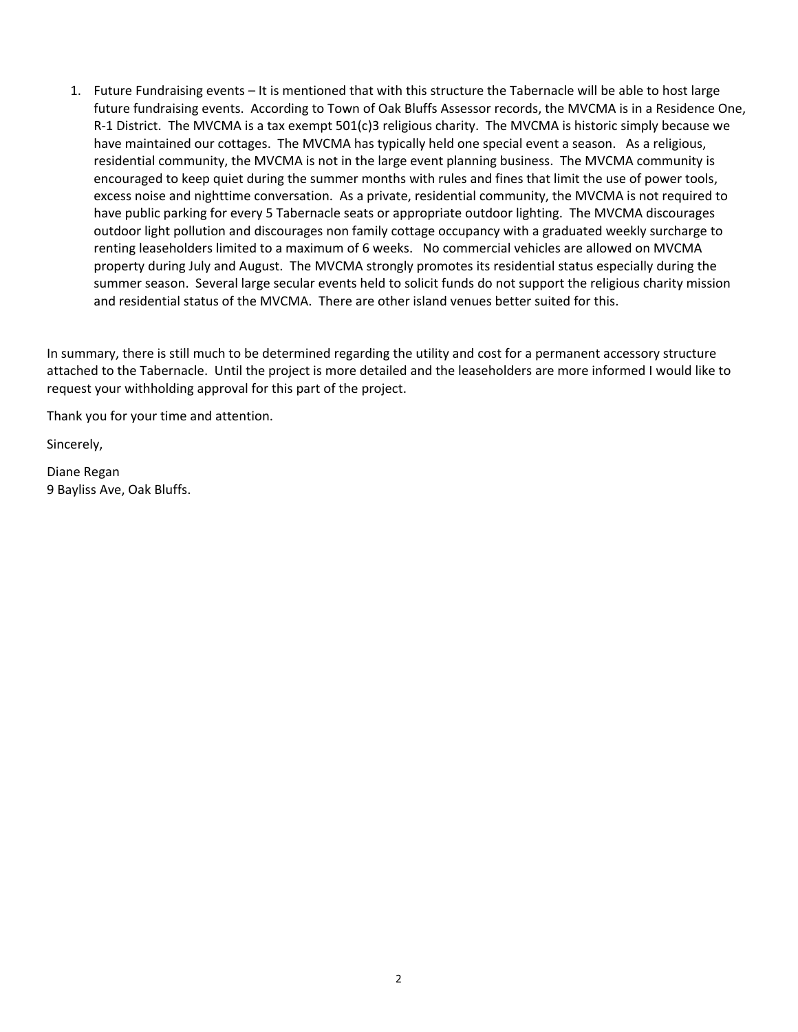1. Future Fundraising events – It is mentioned that with this structure the Tabernacle will be able to host large future fundraising events. According to Town of Oak Bluffs Assessor records, the MVCMA is in a Residence One, R-1 District. The MVCMA is a tax exempt 501(c)3 religious charity. The MVCMA is historic simply because we have maintained our cottages. The MVCMA has typically held one special event a season. As a religious, residential community, the MVCMA is not in the large event planning business. The MVCMA community is encouraged to keep quiet during the summer months with rules and fines that limit the use of power tools, excess noise and nighttime conversation. As a private, residential community, the MVCMA is not required to have public parking for every 5 Tabernacle seats or appropriate outdoor lighting. The MVCMA discourages outdoor light pollution and discourages non family cottage occupancy with a graduated weekly surcharge to renting leaseholders limited to a maximum of 6 weeks. No commercial vehicles are allowed on MVCMA property during July and August. The MVCMA strongly promotes its residential status especially during the summer season. Several large secular events held to solicit funds do not support the religious charity mission and residential status of the MVCMA. There are other island venues better suited for this.

In summary, there is still much to be determined regarding the utility and cost for a permanent accessory structure attached to the Tabernacle. Until the project is more detailed and the leaseholders are more informed I would like to request your withholding approval for this part of the project.

Thank you for your time and attention.

Sincerely,

Diane Regan
9 Bayliss Ave, Oak Bluffs.